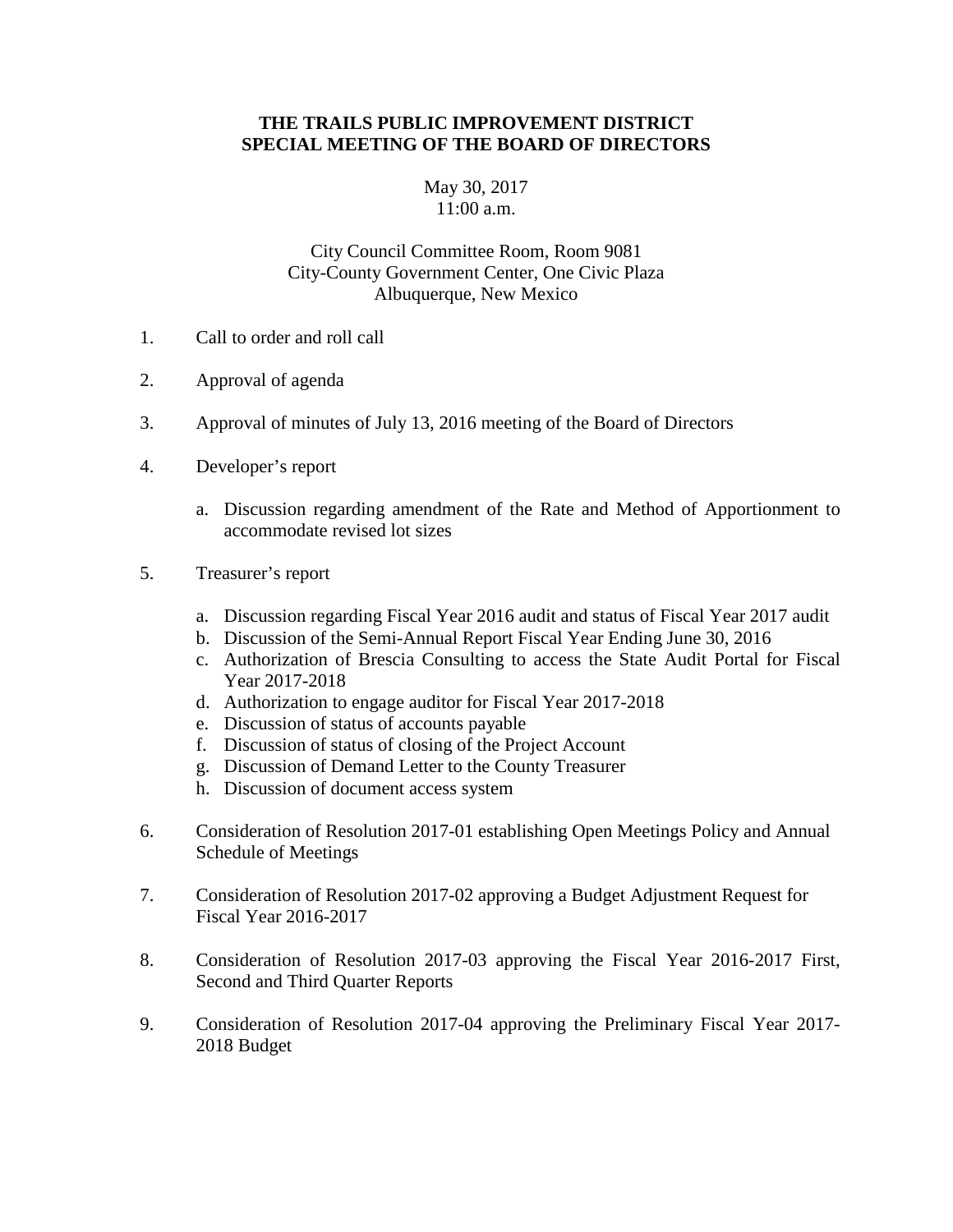# THE TRAILS PUBLIC IMPROVEMENT DISTRICT
# SPECIAL MEETING OF THE BOARD OF DIRECTORS

May 30, 2017
11:00 a.m.

City Council Committee Room, Room 9081
City-County Government Center, One Civic Plaza
Albuquerque, New Mexico

1. Call to order and roll call

2. Approval of agenda

3. Approval of minutes of July 13, 2016 meeting of the Board of Directors

4. Developer's report

   a. Discussion regarding amendment of the Rate and Method of Apportionment to accommodate revised lot sizes

5. Treasurer's report

   a. Discussion regarding Fiscal Year 2016 audit and status of Fiscal Year 2017 audit
   b. Discussion of the Semi-Annual Report Fiscal Year Ending June 30, 2016
   c. Authorization of Brescia Consulting to access the State Audit Portal for Fiscal Year 2017-2018
   d. Authorization to engage auditor for Fiscal Year 2017-2018
   e. Discussion of status of accounts payable
   f. Discussion of status of closing of the Project Account
   g. Discussion of Demand Letter to the County Treasurer
   h. Discussion of document access system

6. Consideration of Resolution 2017-01 establishing Open Meetings Policy and Annual Schedule of Meetings

7. Consideration of Resolution 2017-02 approving a Budget Adjustment Request for Fiscal Year 2016-2017

8. Consideration of Resolution 2017-03 approving the Fiscal Year 2016-2017 First, Second and Third Quarter Reports

9. Consideration of Resolution 2017-04 approving the Preliminary Fiscal Year 2017-2018 Budget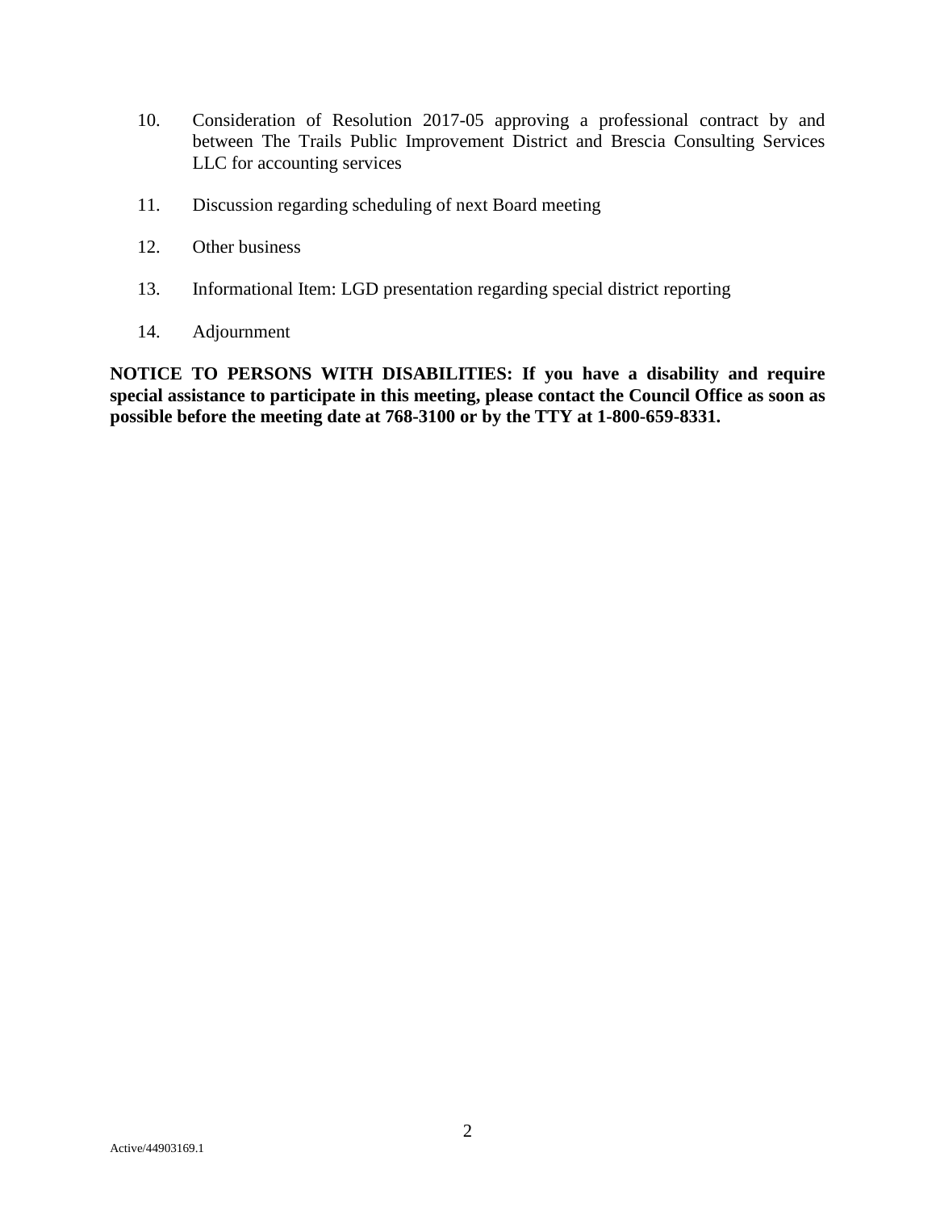10. Consideration of Resolution 2017-05 approving a professional contract by and between The Trails Public Improvement District and Brescia Consulting Services LLC for accounting services

11. Discussion regarding scheduling of next Board meeting

12. Other business

13. Informational Item: LGD presentation regarding special district reporting

14. Adjournment

**NOTICE TO PERSONS WITH DISABILITIES: If you have a disability and require special assistance to participate in this meeting, please contact the Council Office as soon as possible before the meeting date at 768-3100 or by the TTY at 1-800-659-8331.**

Active/44903169.1